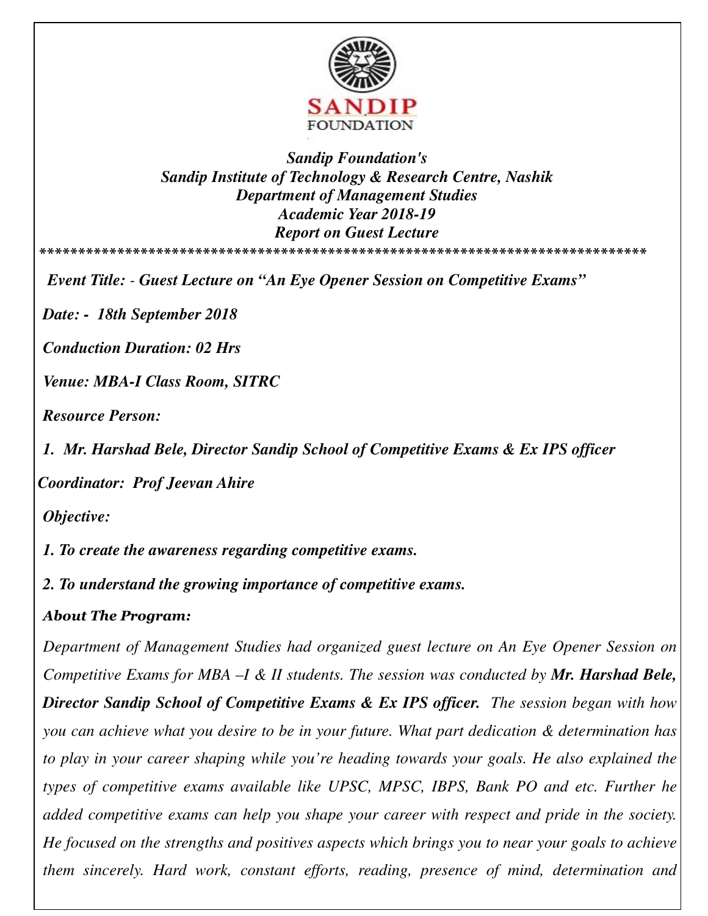SANDIP FOUNDATION

***Sandip Foundation's***
***Sandip Institute of Technology & Research Centre, Nashik***
***Department of Management Studies***
***Academic Year 2018-19***
***Report on Guest Lecture***

********************************************************************************

***Event Title: - Guest Lecture on "An Eye Opener Session on Competitive Exams"***

***Date: - 18th September 2018***

***Conduction Duration: 02 Hrs***

***Venue: MBA-I Class Room, SITRC***

***Resource Person:***

***1. Mr. Harshad Bele, Director Sandip School of Competitive Exams & Ex IPS officer***

***Coordinator: Prof Jeevan Ahire***

***Objective:***

***1. To create the awareness regarding competitive exams.***

***2. To understand the growing importance of competitive exams.***

***About The Program:***

*Department of Management Studies had organized guest lecture on An Eye Opener Session on Competitive Exams for MBA –I & II students. The session was conducted by* ***Mr. Harshad Bele, Director Sandip School of Competitive Exams & Ex IPS officer.*** *The session began with how you can achieve what you desire to be in your future. What part dedication & determination has to play in your career shaping while you're heading towards your goals. He also explained the types of competitive exams available like UPSC, MPSC, IBPS, Bank PO and etc. Further he added competitive exams can help you shape your career with respect and pride in the society. He focused on the strengths and positives aspects which brings you to near your goals to achieve them sincerely. Hard work, constant efforts, reading, presence of mind, determination and*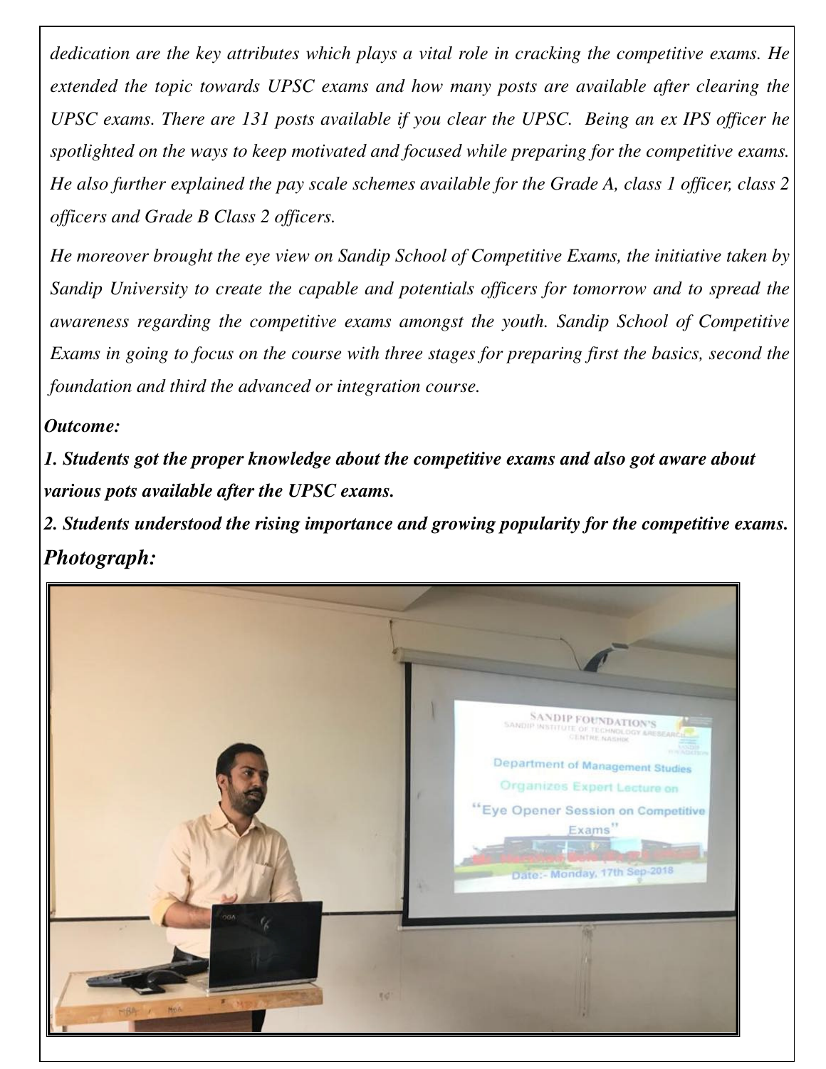*dedication are the key attributes which plays a vital role in cracking the competitive exams. He extended the topic towards UPSC exams and how many posts are available after clearing the UPSC exams. There are 131 posts available if you clear the UPSC. Being an ex IPS officer he spotlighted on the ways to keep motivated and focused while preparing for the competitive exams. He also further explained the pay scale schemes available for the Grade A, class 1 officer, class 2 officers and Grade B Class 2 officers.*

*He moreover brought the eye view on Sandip School of Competitive Exams, the initiative taken by Sandip University to create the capable and potentials officers for tomorrow and to spread the awareness regarding the competitive exams amongst the youth. Sandip School of Competitive Exams in going to focus on the course with three stages for preparing first the basics, second the foundation and third the advanced or integration course.*

***Outcome:***

***1. Students got the proper knowledge about the competitive exams and also got aware about various pots available after the UPSC exams.***

***2. Students understood the rising importance and growing popularity for the competitive exams.***

***Photograph:***